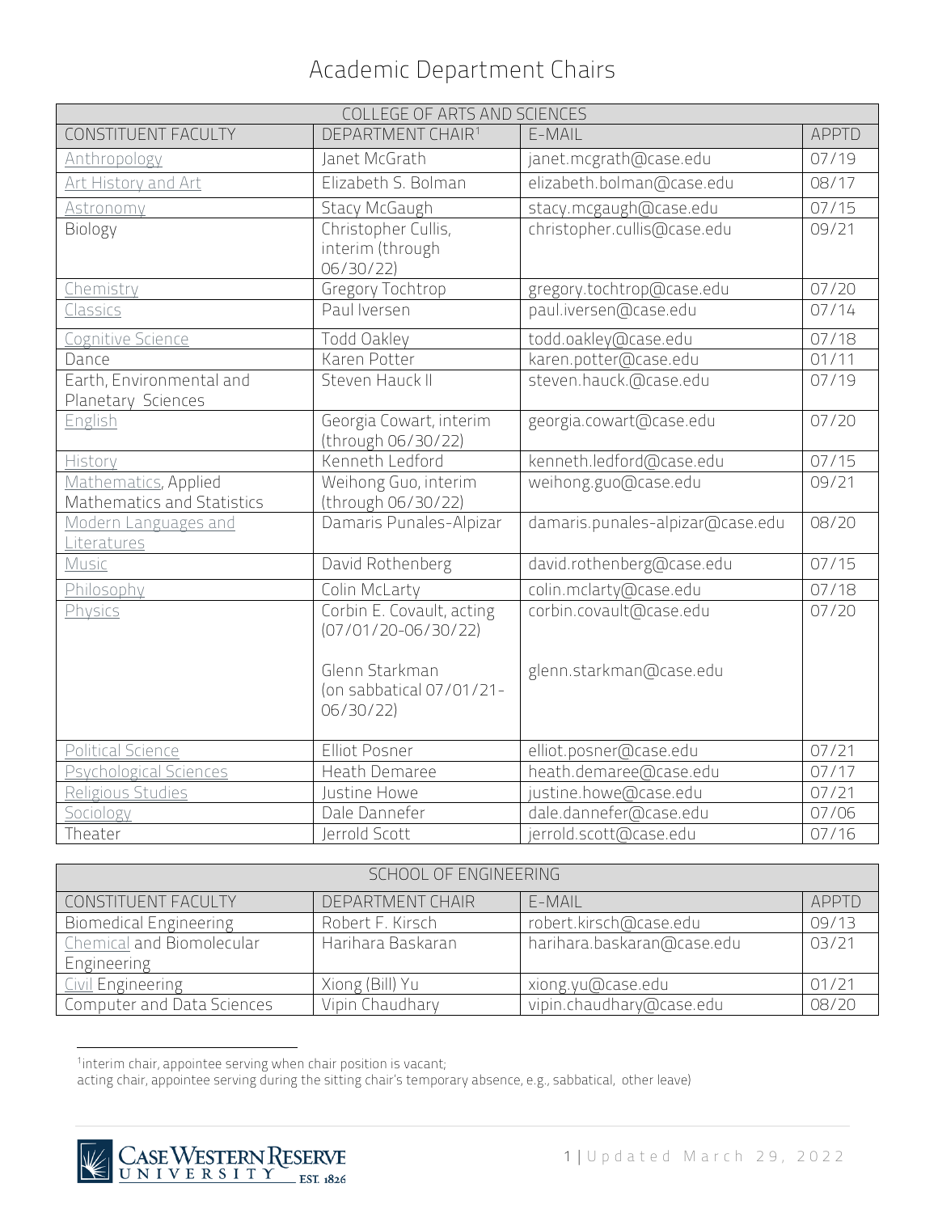# Academic Department Chairs

| COLLEGE OF ARTS AND SCIENCES | | | |
|---|---|---|---|
| CONSTITUENT FACULTY | DEPARTMENT CHAIR[1] | E-MAIL | APPTD |
| Anthropology | Janet McGrath | janet.mcgrath@case.edu | 07/19 |
| Art History and Art | Elizabeth S. Bolman | elizabeth.bolman@case.edu | 08/17 |
| Astronomy | Stacy McGaugh | stacy.mcgaugh@case.edu | 07/15 |
| Biology | Christopher Cullis, interim (through 06/30/22) | christopher.cullis@case.edu | 09/21 |
| Chemistry | Gregory Tochtrop | gregory.tochtrop@case.edu | 07/20 |
| Classics | Paul Iversen | paul.iversen@case.edu | 07/14 |
| Cognitive Science | Todd Oakley | todd.oakley@case.edu | 07/18 |
| Dance | Karen Potter | karen.potter@case.edu | 01/11 |
| Earth, Environmental and Planetary Sciences | Steven Hauck II | steven.hauck.@case.edu | 07/19 |
| English | Georgia Cowart, interim (through 06/30/22) | georgia.cowart@case.edu | 07/20 |
| History | Kenneth Ledford | kenneth.ledford@case.edu | 07/15 |
| Mathematics, Applied Mathematics and Statistics | Weihong Guo, interim (through 06/30/22) | weihong.guo@case.edu | 09/21 |
| Modern Languages and Literatures | Damaris Punales-Alpizar | damaris.punales-alpizar@case.edu | 08/20 |
| Music | David Rothenberg | david.rothenberg@case.edu | 07/15 |
| Philosophy | Colin McLarty | colin.mclarty@case.edu | 07/18 |
| Physics | Corbin E. Covault, acting (07/01/20-06/30/22)<br><br>Glenn Starkman (on sabbatical 07/01/21-06/30/22) | corbin.covault@case.edu<br><br>glenn.starkman@case.edu | 07/20 |
| Political Science | Elliot Posner | elliot.posner@case.edu | 07/21 |
| Psychological Sciences | Heath Demaree | heath.demaree@case.edu | 07/17 |
| Religious Studies | Justine Howe | justine.howe@case.edu | 07/21 |
| Sociology | Dale Dannefer | dale.dannefer@case.edu | 07/06 |
| Theater | Jerrold Scott | jerrold.scott@case.edu | 07/16 |

| SCHOOL OF ENGINEERING | | | |
|---|---|---|---|
| CONSTITUENT FACULTY | DEPARTMENT CHAIR | E-MAIL | APPTD |
| Biomedical Engineering | Robert F. Kirsch | robert.kirsch@case.edu | 09/13 |
| Chemical and Biomolecular Engineering | Harihara Baskaran | harihara.baskaran@case.edu | 03/21 |
| Civil Engineering | Xiong (Bill) Yu | xiong.yu@case.edu | 01/21 |
| Computer and Data Sciences | Vipin Chaudhary | vipin.chaudhary@case.edu | 08/20 |

[1]interim chair, appointee serving when chair position is vacant;
acting chair, appointee serving during the sitting chair's temporary absence, e.g., sabbatical, other leave)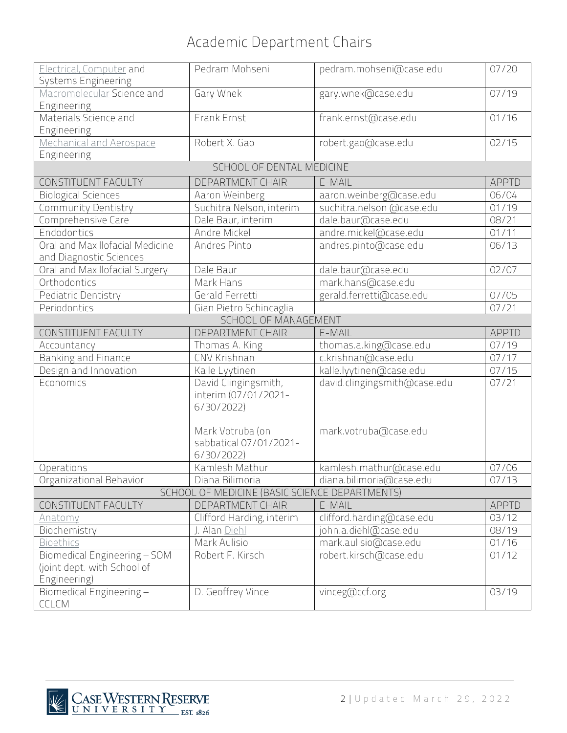# Academic Department Chairs

| | | | |
|---|---|---|---|
| Electrical, Computer and Systems Engineering | Pedram Mohseni | pedram.mohseni@case.edu | 07/20 |
| Macromolecular Science and Engineering | Gary Wnek | gary.wnek@case.edu | 07/19 |
| Materials Science and Engineering | Frank Ernst | frank.ernst@case.edu | 01/16 |
| Mechanical and Aerospace Engineering | Robert X. Gao | robert.gao@case.edu | 02/15 |
| **SCHOOL OF DENTAL MEDICINE** | | | |
| CONSTITUENT FACULTY | DEPARTMENT CHAIR | E-MAIL | APPTD |
| Biological Sciences | Aaron Weinberg | aaron.weinberg@case.edu | 06/04 |
| Community Dentistry | Suchitra Nelson, interim | suchitra.nelson @case.edu | 01/19 |
| Comprehensive Care | Dale Baur, interim | dale.baur@case.edu | 08/21 |
| Endodontics | Andre Mickel | andre.mickel@case.edu | 01/11 |
| Oral and Maxillofacial Medicine and Diagnostic Sciences | Andres Pinto | andres.pinto@case.edu | 06/13 |
| Oral and Maxillofacial Surgery | Dale Baur | dale.baur@case.edu | 02/07 |
| Orthodontics | Mark Hans | mark.hans@case.edu | |
| Pediatric Dentistry | Gerald Ferretti | gerald.ferretti@case.edu | 07/05 |
| Periodontics | Gian Pietro Schincaglia | | 07/21 |
| **SCHOOL OF MANAGEMENT** | | | |
| CONSTITUENT FACULTY | DEPARTMENT CHAIR | E-MAIL | APPTD |
| Accountancy | Thomas A. King | thomas.a.king@case.edu | 07/19 |
| Banking and Finance | CNV Krishnan | c.krishnan@case.edu | 07/17 |
| Design and Innovation | Kalle Lyytinen | kalle.lyytinen@case.edu | 07/15 |
| Economics | David Clingingsmith, interim (07/01/2021-6/30/2022)<br><br>Mark Votruba (on sabbatical 07/01/2021-6/30/2022) | david.clingingsmith@case.edu<br><br>mark.votruba@case.edu | 07/21 |
| Operations | Kamlesh Mathur | kamlesh.mathur@case.edu | 07/06 |
| Organizational Behavior | Diana Bilimoria | diana.bilimoria@case.edu | 07/13 |
| **SCHOOL OF MEDICINE (BASIC SCIENCE DEPARTMENTS)** | | | |
| CONSTITUENT FACULTY | DEPARTMENT CHAIR | E-MAIL | APPTD |
| Anatomy | Clifford Harding, interim | clifford.harding@case.edu | 03/12 |
| Biochemistry | J. Alan Diehl | john.a.diehl@case.edu | 08/19 |
| Bioethics | Mark Aulisio | mark.aulisio@case.edu | 01/16 |
| Biomedical Engineering – SOM (joint dept. with School of Engineering) | Robert F. Kirsch | robert.kirsch@case.edu | 01/12 |
| Biomedical Engineering – CCLCM | D. Geoffrey Vince | vinceg@ccf.org | 03/19 |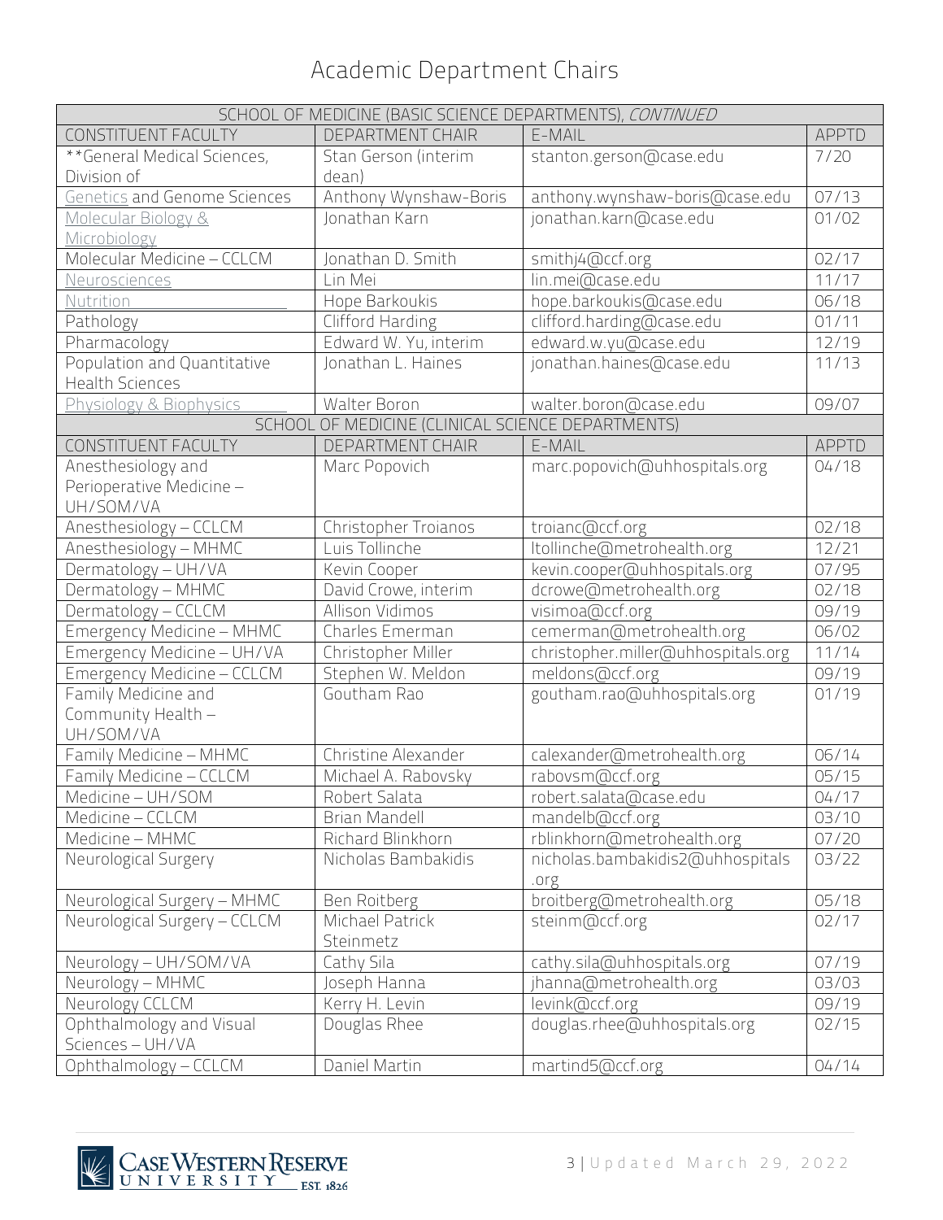# Academic Department Chairs

| SCHOOL OF MEDICINE (BASIC SCIENCE DEPARTMENTS), *CONTINUED* | | | |
|---|---|---|---|
| CONSTITUENT FACULTY | DEPARTMENT CHAIR | E-MAIL | APPTD |
| **General Medical Sciences, Division of | Stan Gerson (interim dean) | stanton.gerson@case.edu | 7/20 |
| Genetics and Genome Sciences | Anthony Wynshaw-Boris | anthony.wynshaw-boris@case.edu | 07/13 |
| Molecular Biology & Microbiology | Jonathan Karn | jonathan.karn@case.edu | 01/02 |
| Molecular Medicine – CCLCM | Jonathan D. Smith | smithj4@ccf.org | 02/17 |
| Neurosciences | Lin Mei | lin.mei@case.edu | 11/17 |
| Nutrition | Hope Barkoukis | hope.barkoukis@case.edu | 06/18 |
| Pathology | Clifford Harding | clifford.harding@case.edu | 01/11 |
| Pharmacology | Edward W. Yu, interim | edward.w.yu@case.edu | 12/19 |
| Population and Quantitative Health Sciences | Jonathan L. Haines | jonathan.haines@case.edu | 11/13 |
| Physiology & Biophysics | Walter Boron | walter.boron@case.edu | 09/07 |
| SCHOOL OF MEDICINE (CLINICAL SCIENCE DEPARTMENTS) | | | |
| CONSTITUENT FACULTY | DEPARTMENT CHAIR | E-MAIL | APPTD |
| Anesthesiology and Perioperative Medicine – UH/SOM/VA | Marc Popovich | marc.popovich@uhhospitals.org | 04/18 |
| Anesthesiology – CCLCM | Christopher Troianos | troianc@ccf.org | 02/18 |
| Anesthesiology – MHMC | Luis Tollinche | ltollinche@metrohealth.org | 12/21 |
| Dermatology – UH/VA | Kevin Cooper | kevin.cooper@uhhospitals.org | 07/95 |
| Dermatology – MHMC | David Crowe, interim | dcrowe@metrohealth.org | 02/18 |
| Dermatology – CCLCM | Allison Vidimos | visimoa@ccf.org | 09/19 |
| Emergency Medicine – MHMC | Charles Emerman | cemerman@metrohealth.org | 06/02 |
| Emergency Medicine – UH/VA | Christopher Miller | christopher.miller@uhhospitals.org | 11/14 |
| Emergency Medicine – CCLCM | Stephen W. Meldon | meldons@ccf.org | 09/19 |
| Family Medicine and Community Health – UH/SOM/VA | Goutham Rao | goutham.rao@uhhospitals.org | 01/19 |
| Family Medicine – MHMC | Christine Alexander | calexander@metrohealth.org | 06/14 |
| Family Medicine – CCLCM | Michael A. Rabovsky | rabovsm@ccf.org | 05/15 |
| Medicine – UH/SOM | Robert Salata | robert.salata@case.edu | 04/17 |
| Medicine – CCLCM | Brian Mandell | mandelb@ccf.org | 03/10 |
| Medicine – MHMC | Richard Blinkhorn | rblinkhorn@metrohealth.org | 07/20 |
| Neurological Surgery | Nicholas Bambakidis | nicholas.bambakidis2@uhhospitals.org | 03/22 |
| Neurological Surgery – MHMC | Ben Roitberg | broitberg@metrohealth.org | 05/18 |
| Neurological Surgery – CCLCM | Michael Patrick Steinmetz | steinm@ccf.org | 02/17 |
| Neurology – UH/SOM/VA | Cathy Sila | cathy.sila@uhhospitals.org | 07/19 |
| Neurology – MHMC | Joseph Hanna | jhanna@metrohealth.org | 03/03 |
| Neurology CCLCM | Kerry H. Levin | levink@ccf.org | 09/19 |
| Ophthalmology and Visual Sciences – UH/VA | Douglas Rhee | douglas.rhee@uhhospitals.org | 02/15 |
| Ophthalmology – CCLCM | Daniel Martin | martind5@ccf.org | 04/14 |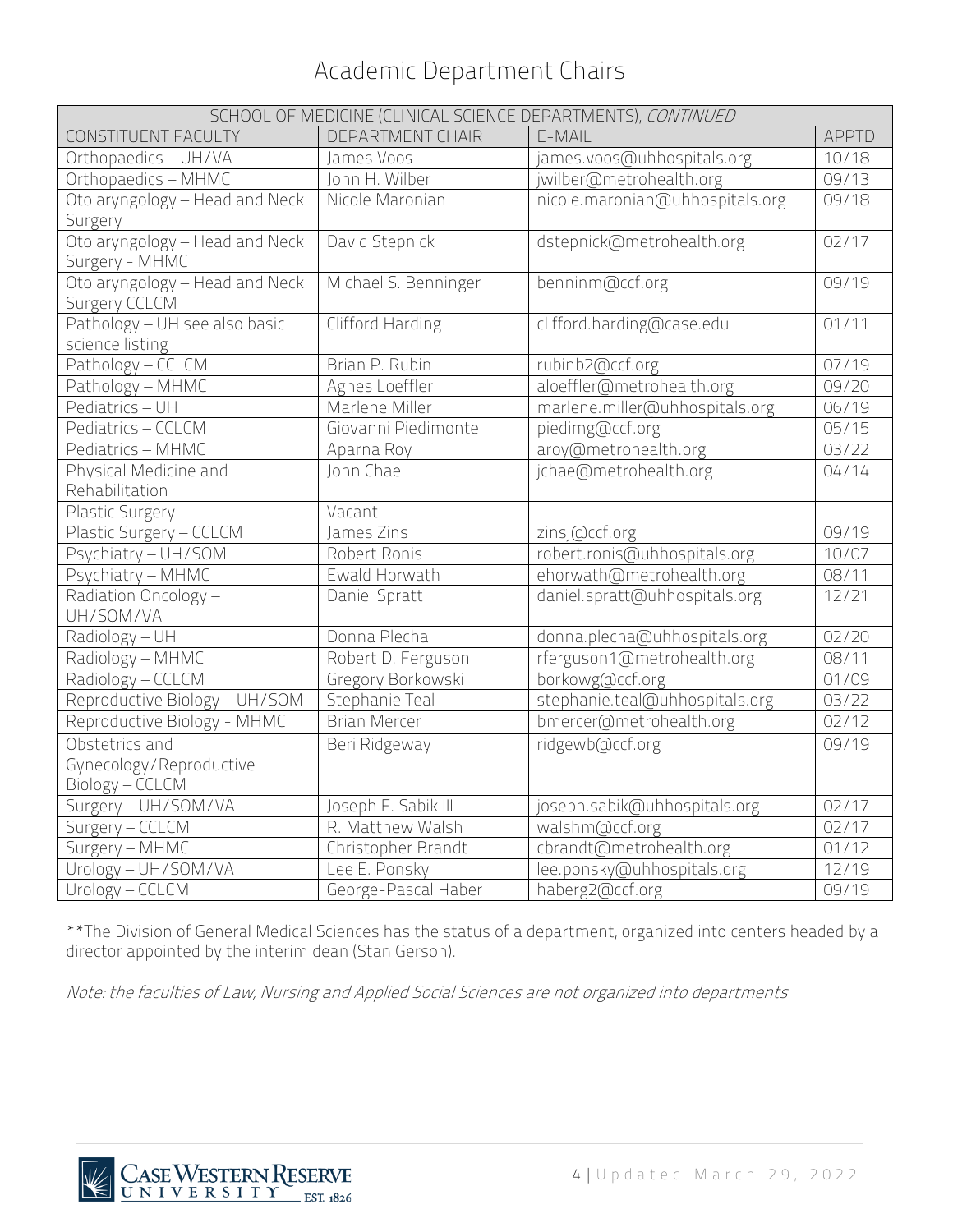# Academic Department Chairs

| SCHOOL OF MEDICINE (CLINICAL SCIENCE DEPARTMENTS), *CONTINUED* | | | |
|---|---|---|---|
| CONSTITUENT FACULTY | DEPARTMENT CHAIR | E-MAIL | APPTD |
| Orthopaedics – UH/VA | James Voos | james.voos@uhhospitals.org | 10/18 |
| Orthopaedics – MHMC | John H. Wilber | jwilber@metrohealth.org | 09/13 |
| Otolaryngology – Head and Neck Surgery | Nicole Maronian | nicole.maronian@uhhospitals.org | 09/18 |
| Otolaryngology – Head and Neck Surgery - MHMC | David Stepnick | dstepnick@metrohealth.org | 02/17 |
| Otolaryngology – Head and Neck Surgery CCLCM | Michael S. Benninger | benninm@ccf.org | 09/19 |
| Pathology – UH see also basic science listing | Clifford Harding | clifford.harding@case.edu | 01/11 |
| Pathology – CCLCM | Brian P. Rubin | rubinb2@ccf.org | 07/19 |
| Pathology – MHMC | Agnes Loeffler | aloeffler@metrohealth.org | 09/20 |
| Pediatrics – UH | Marlene Miller | marlene.miller@uhhospitals.org | 06/19 |
| Pediatrics – CCLCM | Giovanni Piedimonte | piedimg@ccf.org | 05/15 |
| Pediatrics – MHMC | Aparna Roy | aroy@metrohealth.org | 03/22 |
| Physical Medicine and Rehabilitation | John Chae | jchae@metrohealth.org | 04/14 |
| Plastic Surgery | Vacant | | |
| Plastic Surgery – CCLCM | James Zins | zinsj@ccf.org | 09/19 |
| Psychiatry – UH/SOM | Robert Ronis | robert.ronis@uhhospitals.org | 10/07 |
| Psychiatry – MHMC | Ewald Horwath | ehorwath@metrohealth.org | 08/11 |
| Radiation Oncology – UH/SOM/VA | Daniel Spratt | daniel.spratt@uhhospitals.org | 12/21 |
| Radiology – UH | Donna Plecha | donna.plecha@uhhospitals.org | 02/20 |
| Radiology – MHMC | Robert D. Ferguson | rferguson1@metrohealth.org | 08/11 |
| Radiology – CCLCM | Gregory Borkowski | borkowg@ccf.org | 01/09 |
| Reproductive Biology – UH/SOM | Stephanie Teal | stephanie.teal@uhhospitals.org | 03/22 |
| Reproductive Biology - MHMC | Brian Mercer | bmercer@metrohealth.org | 02/12 |
| Obstetrics and Gynecology/Reproductive Biology – CCLCM | Beri Ridgeway | ridgewb@ccf.org | 09/19 |
| Surgery – UH/SOM/VA | Joseph F. Sabik III | joseph.sabik@uhhospitals.org | 02/17 |
| Surgery – CCLCM | R. Matthew Walsh | walshm@ccf.org | 02/17 |
| Surgery – MHMC | Christopher Brandt | cbrandt@metrohealth.org | 01/12 |
| Urology – UH/SOM/VA | Lee E. Ponsky | lee.ponsky@uhhospitals.org | 12/19 |
| Urology – CCLCM | George-Pascal Haber | haberg2@ccf.org | 09/19 |

**The Division of General Medical Sciences has the status of a department, organized into centers headed by a director appointed by the interim dean (Stan Gerson).

*Note: the faculties of Law, Nursing and Applied Social Sciences are not organized into departments*